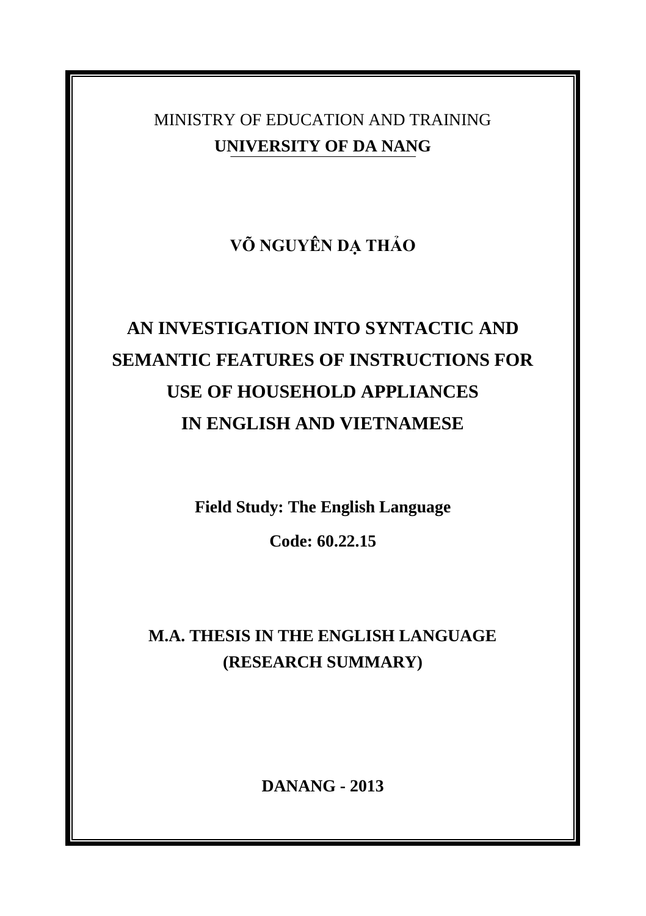MINISTRY OF EDUCATION AND TRAINING

**UNIVERSITY OF DA NANG**

**VÕ NGUYÊN DẠ THẢO**

# AN INVESTIGATION INTO SYNTACTIC AND SEMANTIC FEATURES OF INSTRUCTIONS FOR USE OF HOUSEHOLD APPLIANCES IN ENGLISH AND VIETNAMESE

**Field Study: The English Language**

**Code: 60.22.15**

**M.A. THESIS IN THE ENGLISH LANGUAGE**

**(RESEARCH SUMMARY)**

**DANANG - 2013**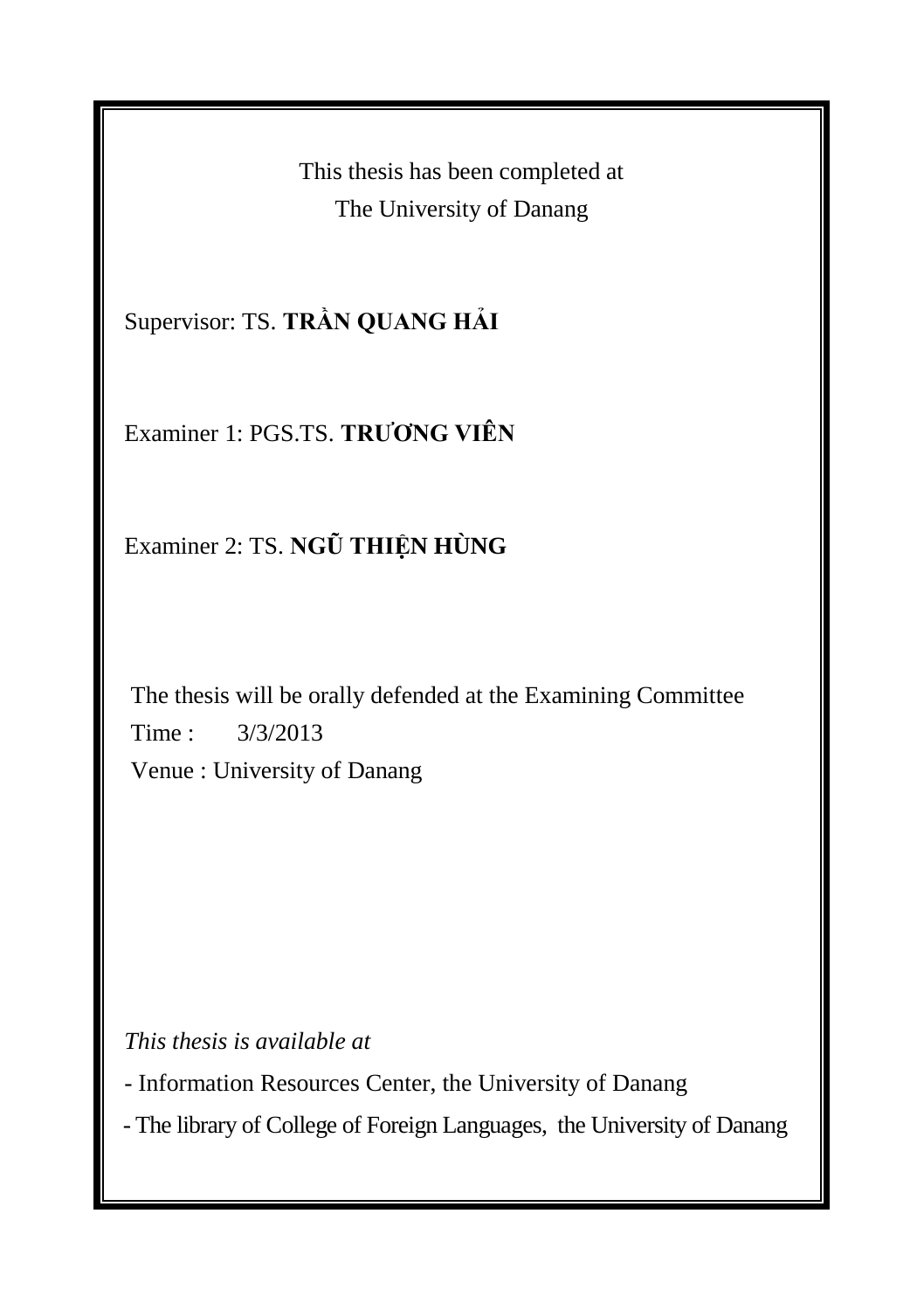This thesis has been completed at

The University of Danang

Supervisor: TS. **TRẦN QUANG HẢI**

Examiner 1: PGS.TS. **TRƯƠNG VIÊN**

Examiner 2: TS. **NGŨ THIỆN HÙNG**

The thesis will be orally defended at the Examining Committee

Time : 3/3/2013

Venue : University of Danang

*This thesis is available at*

- Information Resources Center, the University of Danang
- The library of College of Foreign Languages, the University of Danang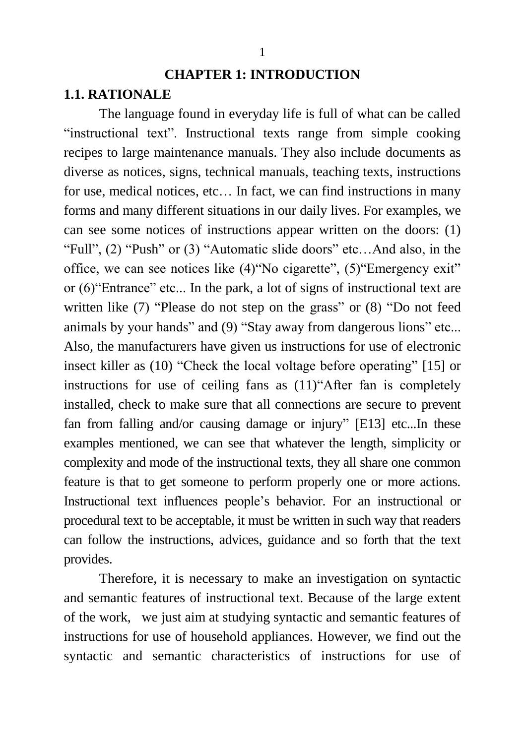# CHAPTER 1: INTRODUCTION

## 1.1. RATIONALE

The language found in everyday life is full of what can be called "instructional text". Instructional texts range from simple cooking recipes to large maintenance manuals. They also include documents as diverse as notices, signs, technical manuals, teaching texts, instructions for use, medical notices, etc… In fact, we can find instructions in many forms and many different situations in our daily lives. For examples, we can see some notices of instructions appear written on the doors: (1) "Full", (2) "Push" or (3) "Automatic slide doors" etc…And also, in the office, we can see notices like (4)"No cigarette", (5)"Emergency exit" or (6)"Entrance" etc... In the park, a lot of signs of instructional text are written like (7) "Please do not step on the grass" or (8) "Do not feed animals by your hands" and (9) "Stay away from dangerous lions" etc... Also, the manufacturers have given us instructions for use of electronic insect killer as (10) "Check the local voltage before operating" [15] or instructions for use of ceiling fans as (11)"After fan is completely installed, check to make sure that all connections are secure to prevent fan from falling and/or causing damage or injury" [E13] etc...In these examples mentioned, we can see that whatever the length, simplicity or complexity and mode of the instructional texts, they all share one common feature is that to get someone to perform properly one or more actions. Instructional text influences people's behavior. For an instructional or procedural text to be acceptable, it must be written in such way that readers can follow the instructions, advices, guidance and so forth that the text provides.

Therefore, it is necessary to make an investigation on syntactic and semantic features of instructional text. Because of the large extent of the work, we just aim at studying syntactic and semantic features of instructions for use of household appliances. However, we find out the syntactic and semantic characteristics of instructions for use of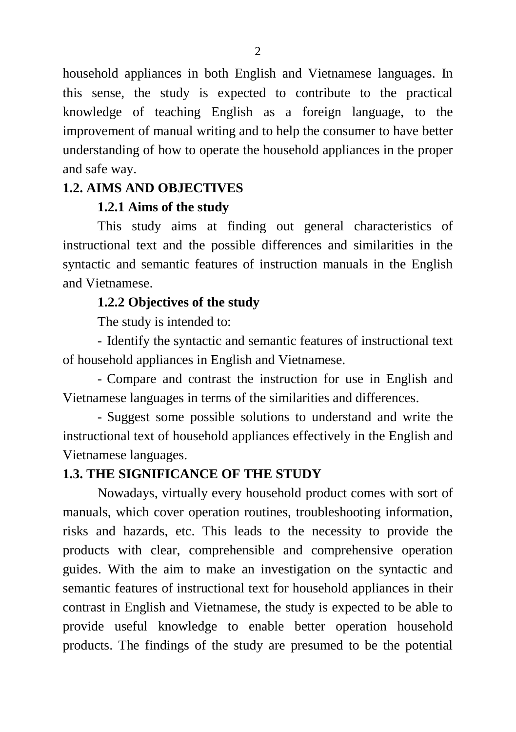household appliances in both English and Vietnamese languages. In this sense, the study is expected to contribute to the practical knowledge of teaching English as a foreign language, to the improvement of manual writing and to help the consumer to have better understanding of how to operate the household appliances in the proper and safe way.

## 1.2. AIMS AND OBJECTIVES

### 1.2.1 Aims of the study

This study aims at finding out general characteristics of instructional text and the possible differences and similarities in the syntactic and semantic features of instruction manuals in the English and Vietnamese.

### 1.2.2 Objectives of the study

The study is intended to:

- Identify the syntactic and semantic features of instructional text of household appliances in English and Vietnamese.

- Compare and contrast the instruction for use in English and Vietnamese languages in terms of the similarities and differences.

- Suggest some possible solutions to understand and write the instructional text of household appliances effectively in the English and Vietnamese languages.

## 1.3. THE SIGNIFICANCE OF THE STUDY

Nowadays, virtually every household product comes with sort of manuals, which cover operation routines, troubleshooting information, risks and hazards, etc. This leads to the necessity to provide the products with clear, comprehensible and comprehensive operation guides. With the aim to make an investigation on the syntactic and semantic features of instructional text for household appliances in their contrast in English and Vietnamese, the study is expected to be able to provide useful knowledge to enable better operation household products. The findings of the study are presumed to be the potential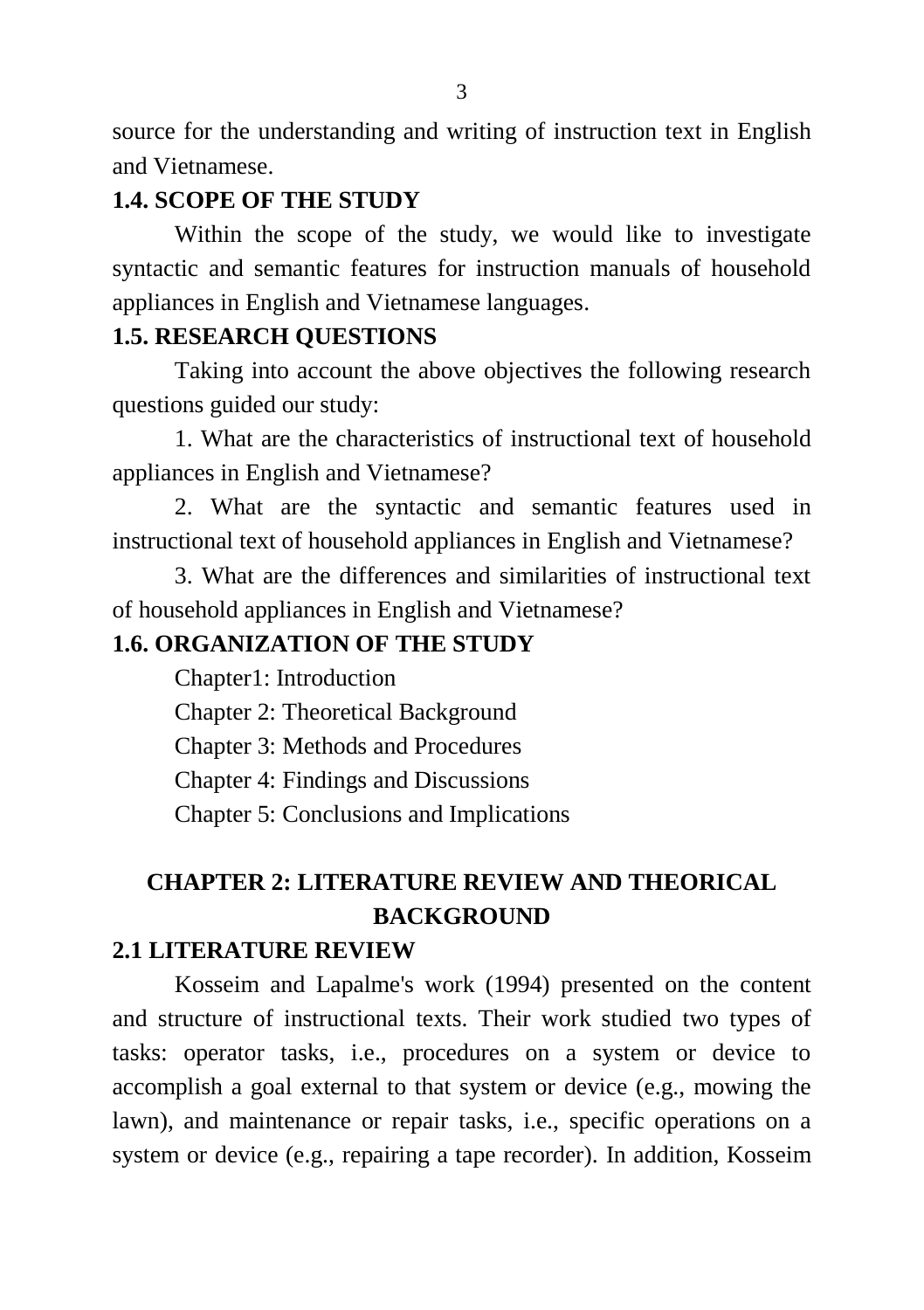source for the understanding and writing of instruction text in English and Vietnamese.

### 1.4. SCOPE OF THE STUDY

Within the scope of the study, we would like to investigate syntactic and semantic features for instruction manuals of household appliances in English and Vietnamese languages.

### 1.5. RESEARCH QUESTIONS

Taking into account the above objectives the following research questions guided our study:

1. What are the characteristics of instructional text of household appliances in English and Vietnamese?

2. What are the syntactic and semantic features used in instructional text of household appliances in English and Vietnamese?

3. What are the differences and similarities of instructional text of household appliances in English and Vietnamese?

### 1.6. ORGANIZATION OF THE STUDY

Chapter1: Introduction

Chapter 2: Theoretical Background

Chapter 3: Methods and Procedures

Chapter 4: Findings and Discussions

Chapter 5: Conclusions and Implications

## CHAPTER 2: LITERATURE REVIEW AND THEORICAL BACKGROUND

### 2.1 LITERATURE REVIEW

Kosseim and Lapalme's work (1994) presented on the content and structure of instructional texts. Their work studied two types of tasks: operator tasks, i.e., procedures on a system or device to accomplish a goal external to that system or device (e.g., mowing the lawn), and maintenance or repair tasks, i.e., specific operations on a system or device (e.g., repairing a tape recorder). In addition, Kosseim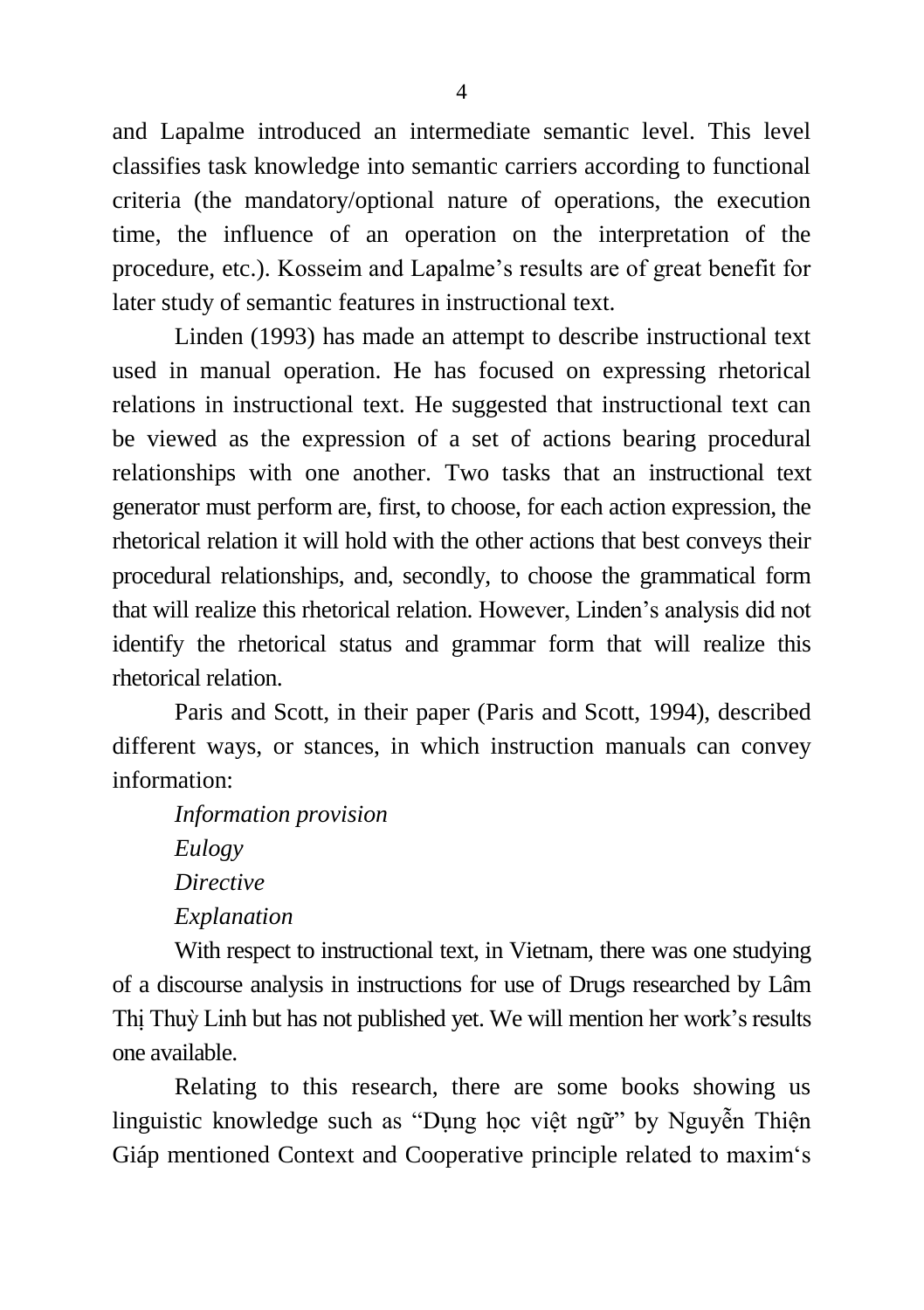and Lapalme introduced an intermediate semantic level. This level classifies task knowledge into semantic carriers according to functional criteria (the mandatory/optional nature of operations, the execution time, the influence of an operation on the interpretation of the procedure, etc.). Kosseim and Lapalme's results are of great benefit for later study of semantic features in instructional text.

Linden (1993) has made an attempt to describe instructional text used in manual operation. He has focused on expressing rhetorical relations in instructional text. He suggested that instructional text can be viewed as the expression of a set of actions bearing procedural relationships with one another. Two tasks that an instructional text generator must perform are, first, to choose, for each action expression, the rhetorical relation it will hold with the other actions that best conveys their procedural relationships, and, secondly, to choose the grammatical form that will realize this rhetorical relation. However, Linden's analysis did not identify the rhetorical status and grammar form that will realize this rhetorical relation.

Paris and Scott, in their paper (Paris and Scott, 1994), described different ways, or stances, in which instruction manuals can convey information:

*Information provision*
*Eulogy*
*Directive*
*Explanation*

With respect to instructional text, in Vietnam, there was one studying of a discourse analysis in instructions for use of Drugs researched by Lâm Thị Thuỳ Linh but has not published yet. We will mention her work's results one available.

Relating to this research, there are some books showing us linguistic knowledge such as "Dụng học việt ngữ" by Nguyễn Thiện Giáp mentioned Context and Cooperative principle related to maxim's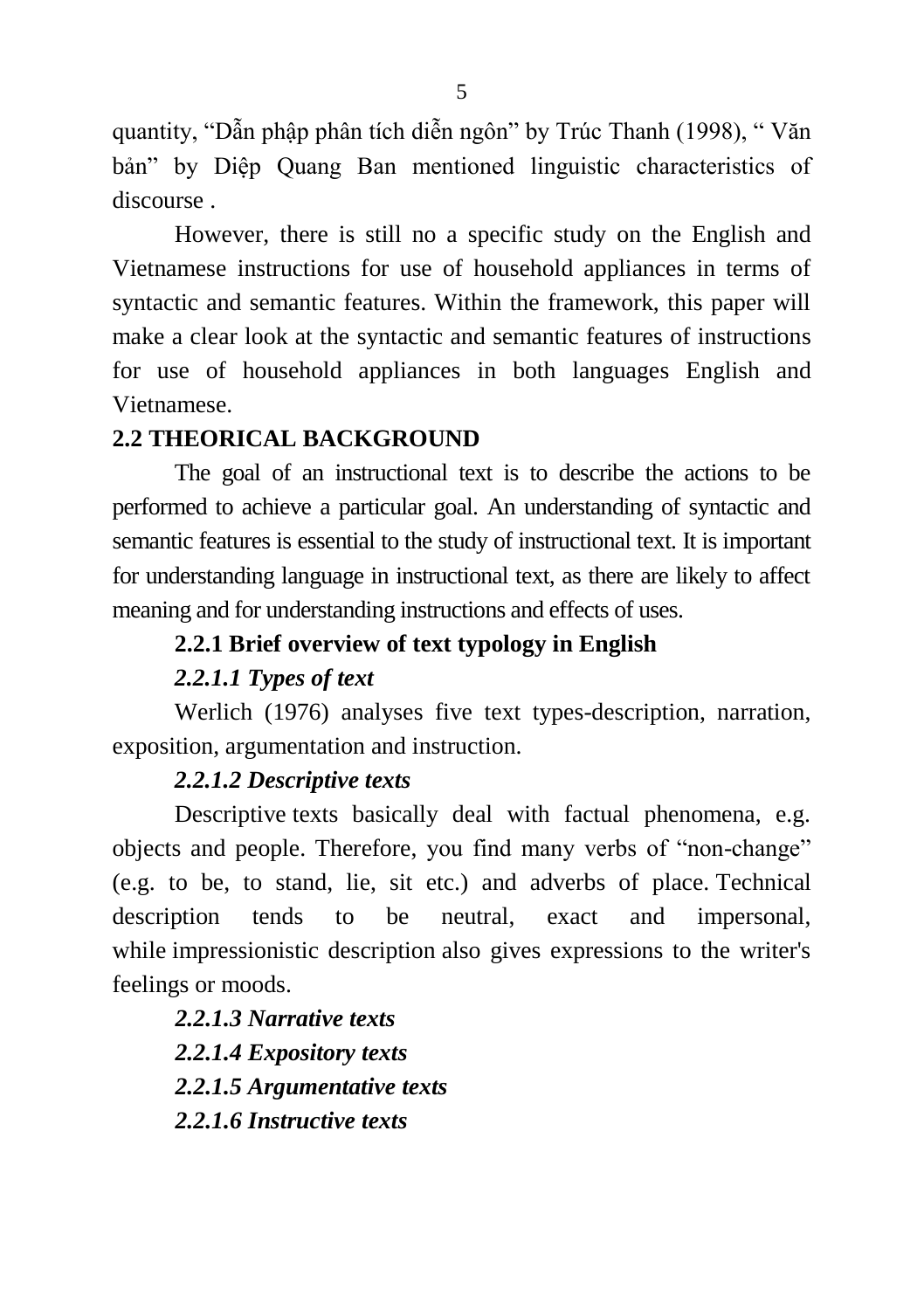quantity, "Dẫn phập phân tích diễn ngôn" by Trúc Thanh (1998), " Văn bản" by Diệp Quang Ban mentioned linguistic characteristics of discourse .

However, there is still no a specific study on the English and Vietnamese instructions for use of household appliances in terms of syntactic and semantic features. Within the framework, this paper will make a clear look at the syntactic and semantic features of instructions for use of household appliances in both languages English and Vietnamese.

## 2.2 THEORICAL BACKGROUND

The goal of an instructional text is to describe the actions to be performed to achieve a particular goal. An understanding of syntactic and semantic features is essential to the study of instructional text. It is important for understanding language in instructional text, as there are likely to affect meaning and for understanding instructions and effects of uses.

### 2.2.1 Brief overview of text typology in English

#### *2.2.1.1 Types of text*

Werlich (1976) analyses five text types-description, narration, exposition, argumentation and instruction.

#### *2.2.1.2 Descriptive texts*

Descriptive texts basically deal with factual phenomena, e.g. objects and people. Therefore, you find many verbs of "non-change" (e.g. to be, to stand, lie, sit etc.) and adverbs of place. Technical description tends to be neutral, exact and impersonal, while impressionistic description also gives expressions to the writer's feelings or moods.

#### *2.2.1.3 Narrative texts*

#### *2.2.1.4 Expository texts*

#### *2.2.1.5 Argumentative texts*

#### *2.2.1.6 Instructive texts*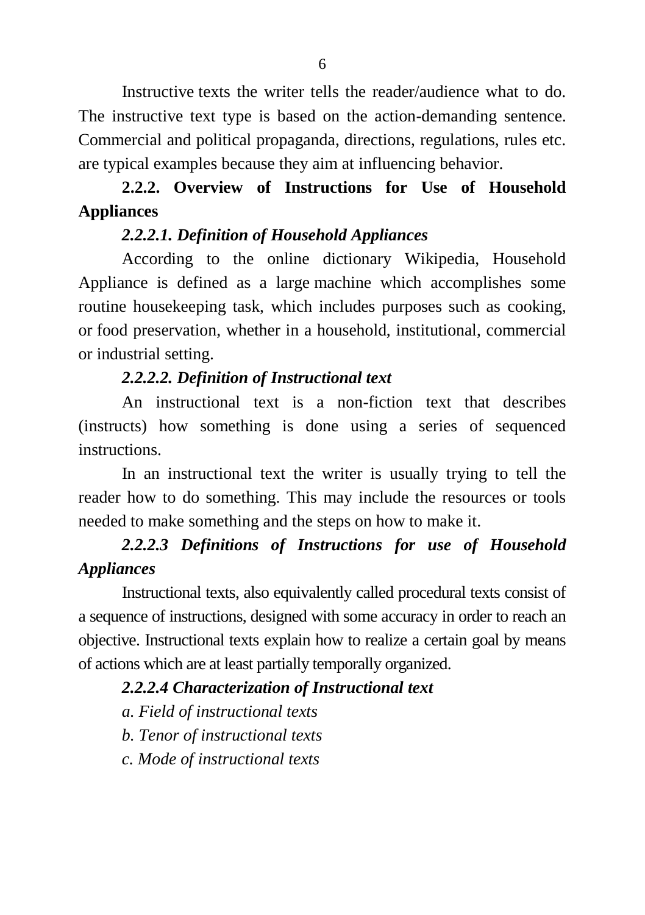Instructive texts the writer tells the reader/audience what to do. The instructive text type is based on the action-demanding sentence. Commercial and political propaganda, directions, regulations, rules etc. are typical examples because they aim at influencing behavior.

### 2.2.2. Overview of Instructions for Use of Household Appliances

#### *2.2.2.1. Definition of Household Appliances*

According to the online dictionary Wikipedia, Household Appliance is defined as a large machine which accomplishes some routine housekeeping task, which includes purposes such as cooking, or food preservation, whether in a household, institutional, commercial or industrial setting.

#### *2.2.2.2. Definition of Instructional text*

An instructional text is a non-fiction text that describes (instructs) how something is done using a series of sequenced instructions.

In an instructional text the writer is usually trying to tell the reader how to do something. This may include the resources or tools needed to make something and the steps on how to make it.

#### *2.2.2.3 Definitions of Instructions for use of Household Appliances*

Instructional texts, also equivalently called procedural texts consist of a sequence of instructions, designed with some accuracy in order to reach an objective. Instructional texts explain how to realize a certain goal by means of actions which are at least partially temporally organized.

#### *2.2.2.4 Characterization of Instructional text*

*a. Field of instructional texts*

*b. Tenor of instructional texts*

*c. Mode of instructional texts*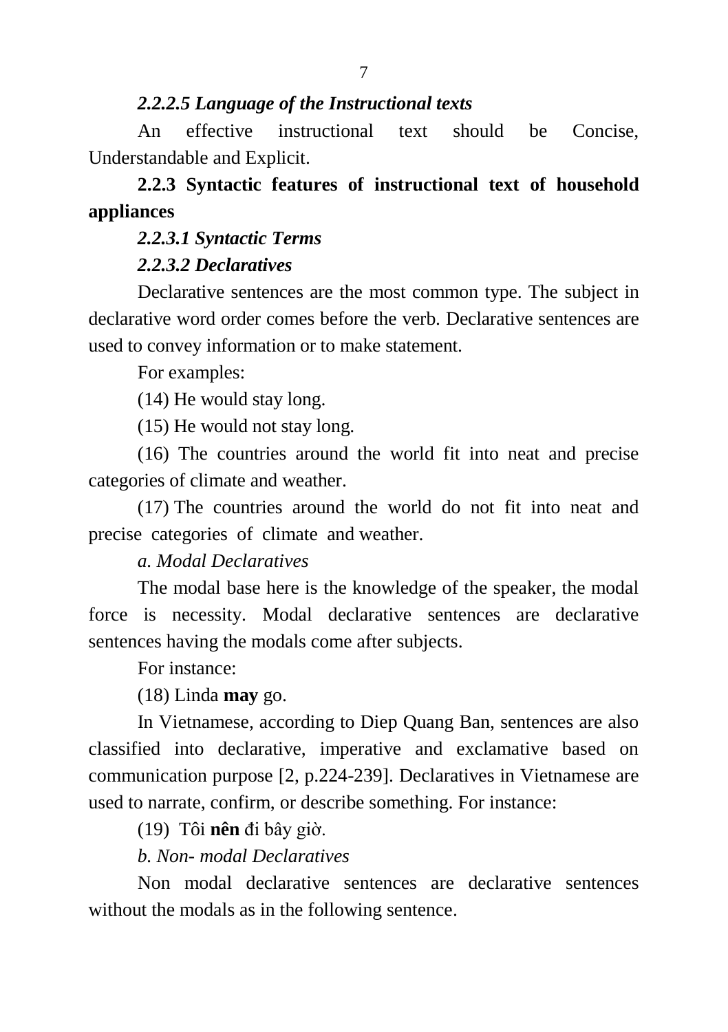#### *2.2.2.5 Language of the Instructional texts*

An effective instructional text should be Concise, Understandable and Explicit.

### 2.2.3 Syntactic features of instructional text of household appliances

#### *2.2.3.1 Syntactic Terms*

#### *2.2.3.2 Declaratives*

Declarative sentences are the most common type. The subject in declarative word order comes before the verb. Declarative sentences are used to convey information or to make statement.

For examples:

(14) He would stay long.

(15) He would not stay long.

(16) The countries around the world fit into neat and precise categories of climate and weather.

(17) The countries around the world do not fit into neat and precise categories of climate and weather.

*a. Modal Declaratives*

The modal base here is the knowledge of the speaker, the modal force is necessity. Modal declarative sentences are declarative sentences having the modals come after subjects.

For instance:

(18) Linda **may** go.

In Vietnamese, according to Diep Quang Ban, sentences are also classified into declarative, imperative and exclamative based on communication purpose [2, p.224-239]. Declaratives in Vietnamese are used to narrate, confirm, or describe something. For instance:

(19) Tôi **nên** đi bây giờ.

*b. Non- modal Declaratives*

Non modal declarative sentences are declarative sentences without the modals as in the following sentence.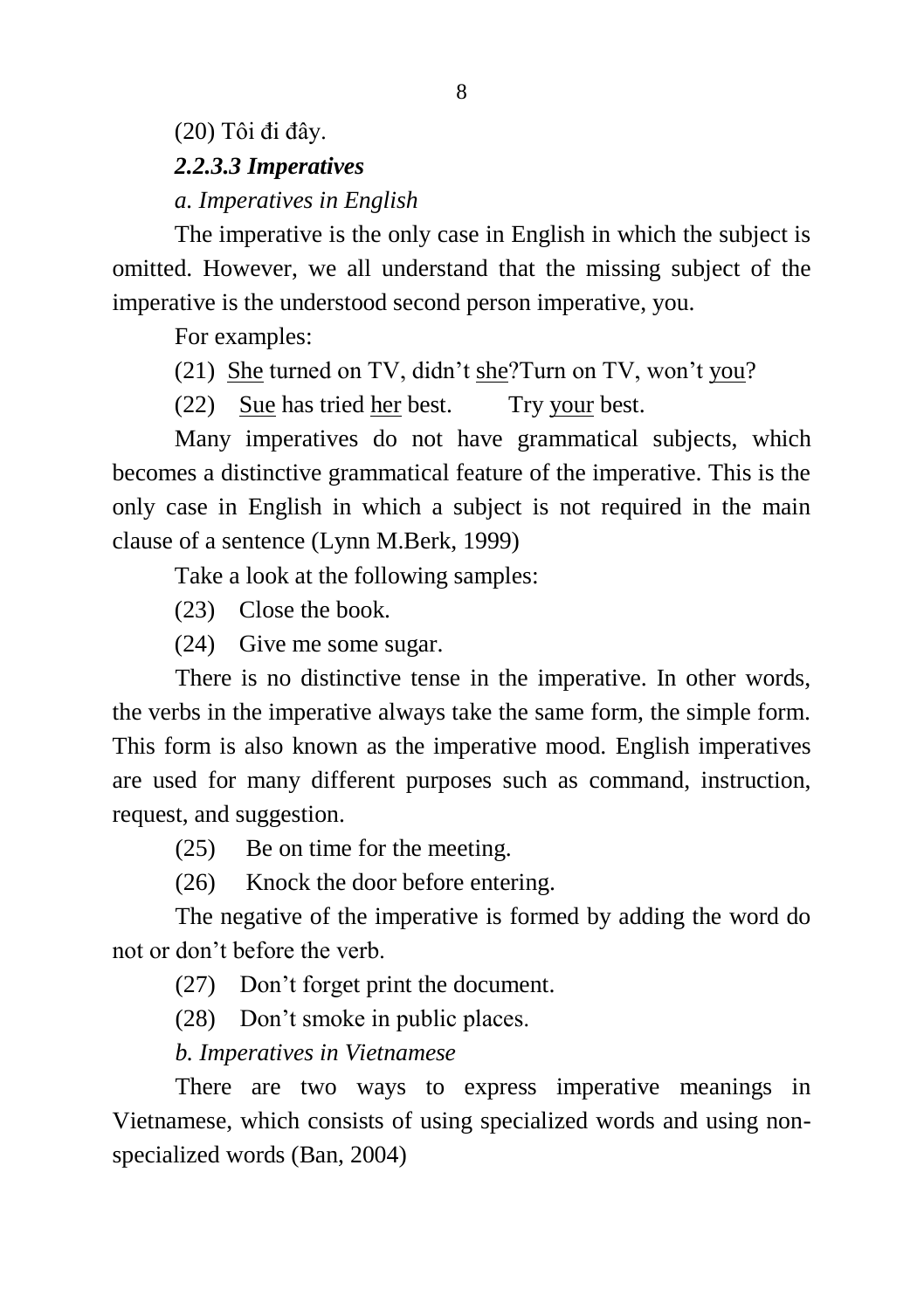(20) Tôi đi đây.

***2.2.3.3 Imperatives***

*a. Imperatives in English*

The imperative is the only case in English in which the subject is omitted. However, we all understand that the missing subject of the imperative is the understood second person imperative, you.

For examples:

(21) <u>She</u> turned on TV, didn't <u>she</u>?Turn on TV, won't <u>you</u>?

(22) <u>Sue</u> has tried <u>her</u> best. Try <u>your</u> best.

Many imperatives do not have grammatical subjects, which becomes a distinctive grammatical feature of the imperative. This is the only case in English in which a subject is not required in the main clause of a sentence (Lynn M.Berk, 1999)

Take a look at the following samples:

(23) Close the book.

(24) Give me some sugar.

There is no distinctive tense in the imperative. In other words, the verbs in the imperative always take the same form, the simple form. This form is also known as the imperative mood. English imperatives are used for many different purposes such as command, instruction, request, and suggestion.

(25) Be on time for the meeting.

(26) Knock the door before entering.

The negative of the imperative is formed by adding the word do not or don't before the verb.

(27) Don't forget print the document.

(28) Don't smoke in public places.

*b. Imperatives in Vietnamese*

There are two ways to express imperative meanings in Vietnamese, which consists of using specialized words and using non-specialized words (Ban, 2004)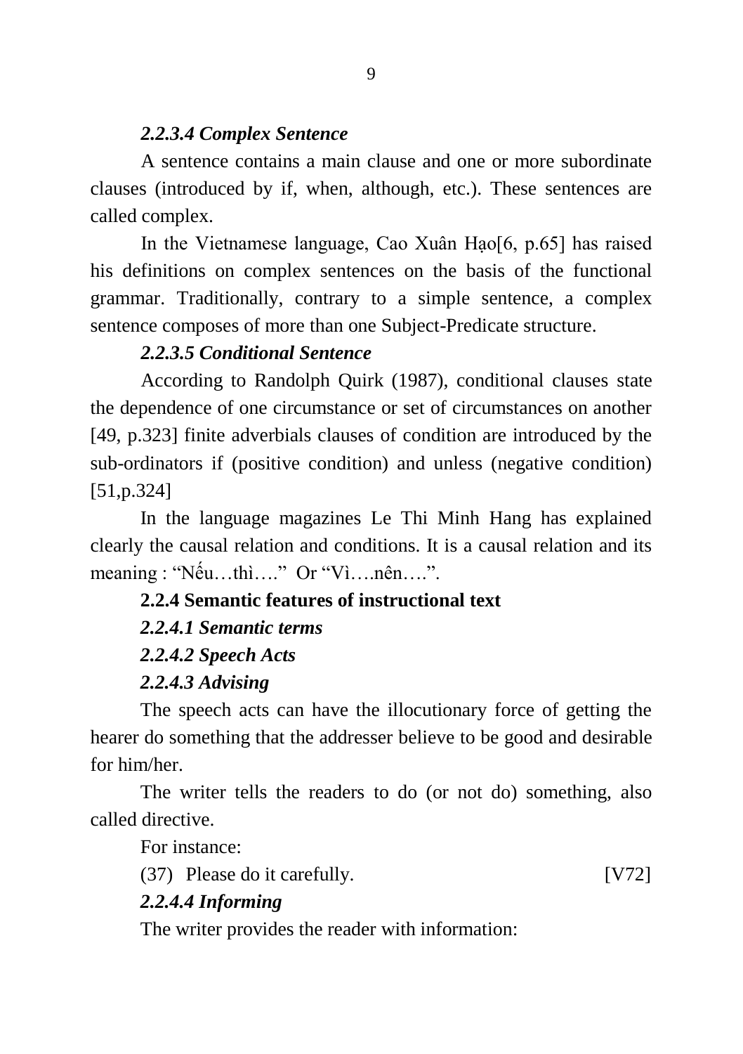#### *2.2.3.4 Complex Sentence*

A sentence contains a main clause and one or more subordinate clauses (introduced by if, when, although, etc.). These sentences are called complex.

In the Vietnamese language, Cao Xuân Hạo[6, p.65] has raised his definitions on complex sentences on the basis of the functional grammar. Traditionally, contrary to a simple sentence, a complex sentence composes of more than one Subject-Predicate structure.

#### *2.2.3.5 Conditional Sentence*

According to Randolph Quirk (1987), conditional clauses state the dependence of one circumstance or set of circumstances on another [49, p.323] finite adverbials clauses of condition are introduced by the sub-ordinators if (positive condition) and unless (negative condition) [51,p.324]

In the language magazines Le Thi Minh Hang has explained clearly the causal relation and conditions. It is a causal relation and its meaning : "Nếu…thì…." Or "Vì….nên….".

### 2.2.4 Semantic features of instructional text

#### *2.2.4.1 Semantic terms*

#### *2.2.4.2 Speech Acts*

#### *2.2.4.3 Advising*

The speech acts can have the illocutionary force of getting the hearer do something that the addresser believe to be good and desirable for him/her.

The writer tells the readers to do (or not do) something, also called directive.

For instance:

(37) Please do it carefully. [V72]

#### *2.2.4.4 Informing*

The writer provides the reader with information: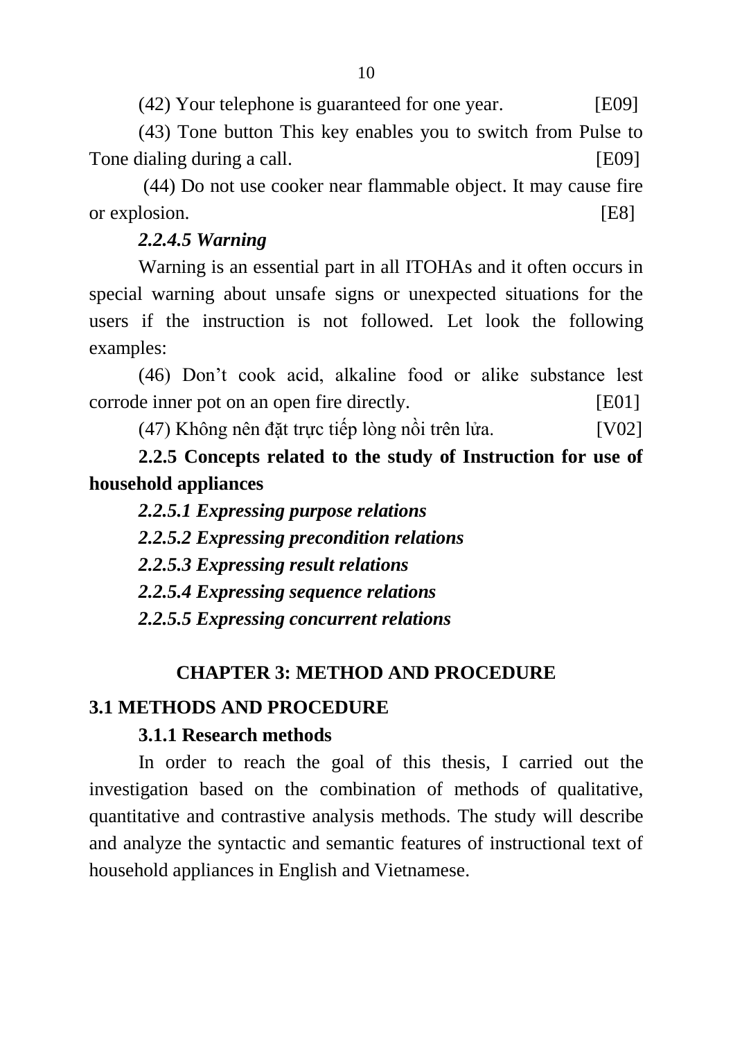(42) Your telephone is guaranteed for one year. [E09]

(43) Tone button This key enables you to switch from Pulse to Tone dialing during a call. [E09]

(44) Do not use cooker near flammable object. It may cause fire or explosion. [E8]

***2.2.4.5 Warning***

Warning is an essential part in all ITOHAs and it often occurs in special warning about unsafe signs or unexpected situations for the users if the instruction is not followed. Let look the following examples:

(46) Don't cook acid, alkaline food or alike substance lest corrode inner pot on an open fire directly. [E01]

(47) Không nên đặt trực tiếp lòng nồi trên lửa. [V02]

**2.2.5 Concepts related to the study of Instruction for use of household appliances**

***2.2.5.1 Expressing purpose relations***

***2.2.5.2 Expressing precondition relations***

***2.2.5.3 Expressing result relations***

***2.2.5.4 Expressing sequence relations***

***2.2.5.5 Expressing concurrent relations***

# CHAPTER 3: METHOD AND PROCEDURE

## 3.1 METHODS AND PROCEDURE

### 3.1.1 Research methods

In order to reach the goal of this thesis, I carried out the investigation based on the combination of methods of qualitative, quantitative and contrastive analysis methods. The study will describe and analyze the syntactic and semantic features of instructional text of household appliances in English and Vietnamese.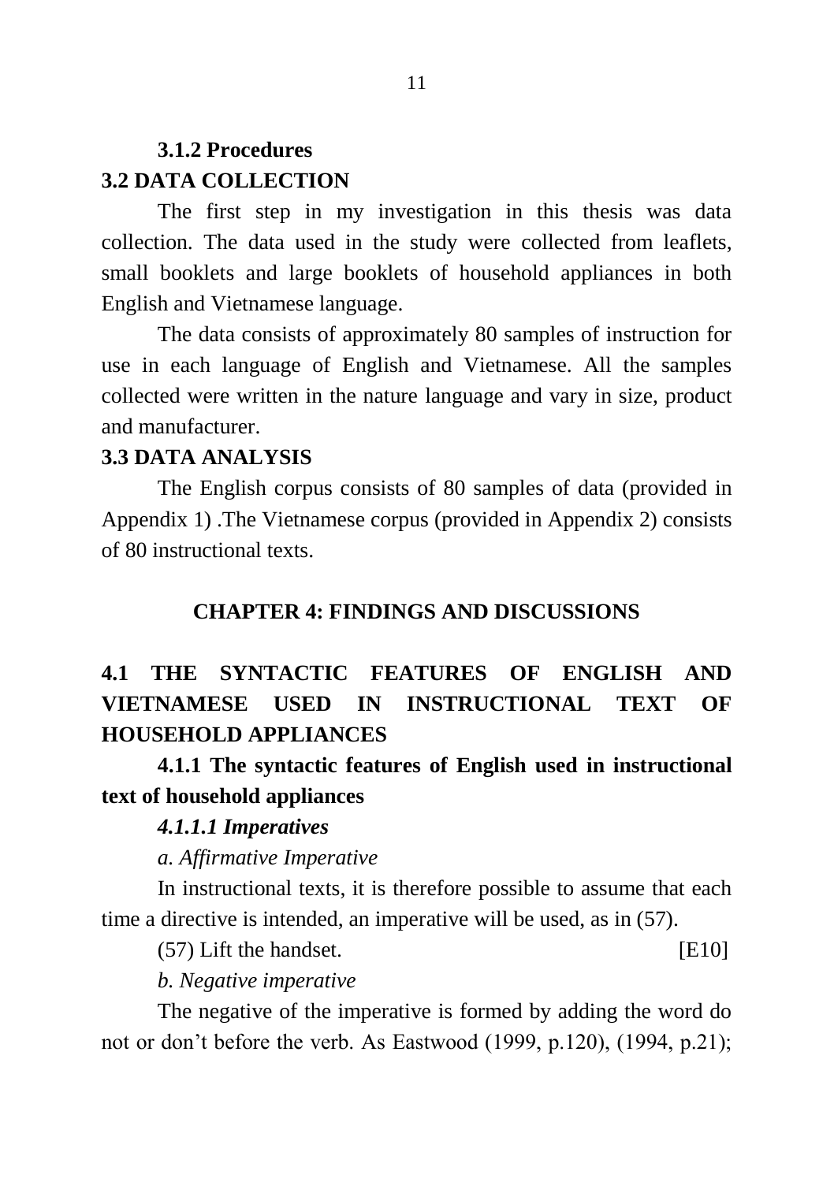### 3.1.2 Procedures

## 3.2 DATA COLLECTION

The first step in my investigation in this thesis was data collection. The data used in the study were collected from leaflets, small booklets and large booklets of household appliances in both English and Vietnamese language.

The data consists of approximately 80 samples of instruction for use in each language of English and Vietnamese. All the samples collected were written in the nature language and vary in size, product and manufacturer.

## 3.3 DATA ANALYSIS

The English corpus consists of 80 samples of data (provided in Appendix 1) .The Vietnamese corpus (provided in Appendix 2) consists of 80 instructional texts.

# CHAPTER 4: FINDINGS AND DISCUSSIONS

## 4.1 THE SYNTACTIC FEATURES OF ENGLISH AND VIETNAMESE USED IN INSTRUCTIONAL TEXT OF HOUSEHOLD APPLIANCES

### 4.1.1 The syntactic features of English used in instructional text of household appliances

#### *4.1.1.1 Imperatives*

*a. Affirmative Imperative*

In instructional texts, it is therefore possible to assume that each time a directive is intended, an imperative will be used, as in (57).

(57) Lift the handset. [E10]

*b. Negative imperative*

The negative of the imperative is formed by adding the word do not or don't before the verb. As Eastwood (1999, p.120), (1994, p.21);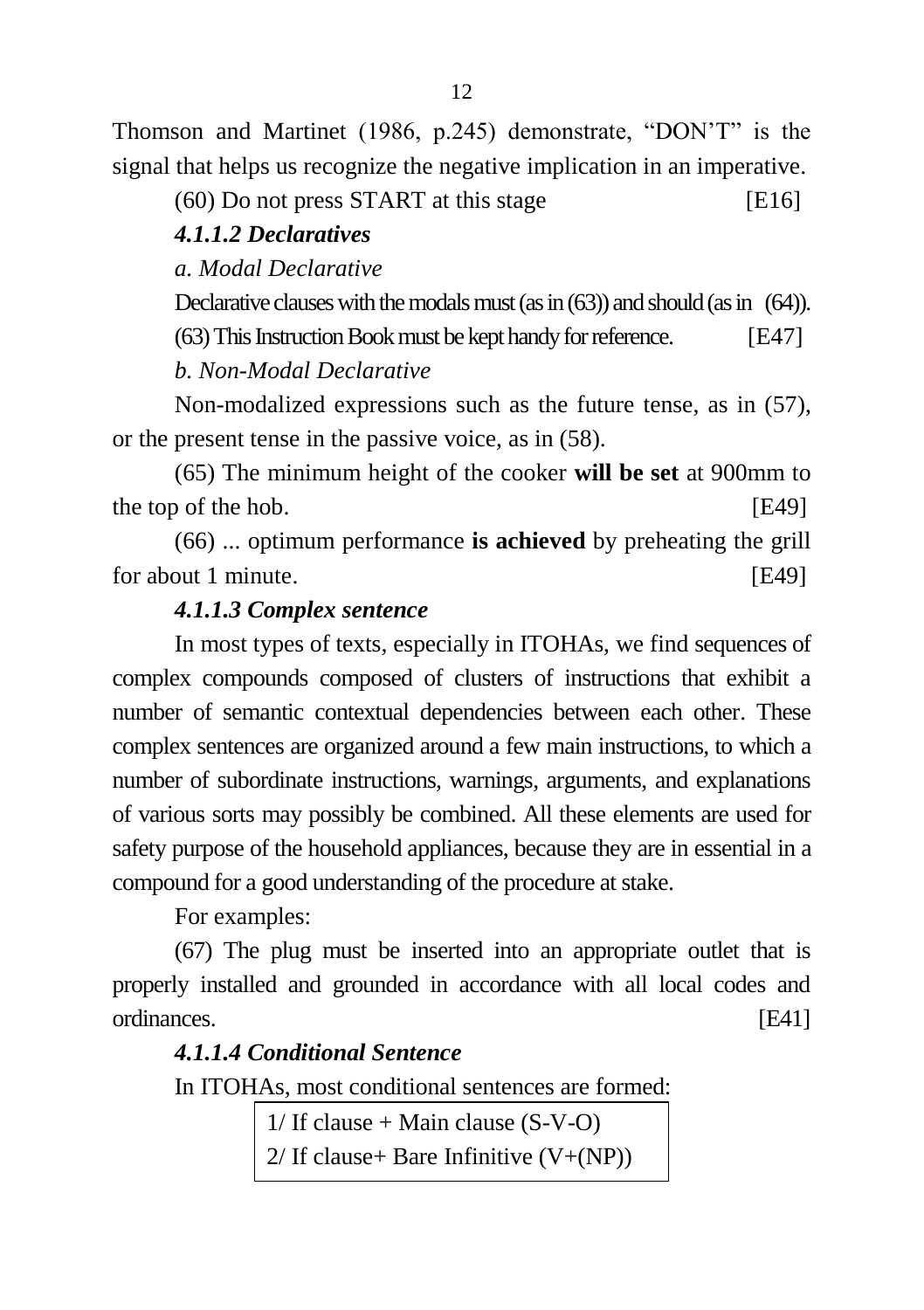Thomson and Martinet (1986, p.245) demonstrate, "DON'T" is the signal that helps us recognize the negative implication in an imperative.

(60) Do not press START at this stage [E16]

#### *4.1.1.2 Declaratives*

*a. Modal Declarative*

Declarative clauses with the modals must (as in (63)) and should (as in (64)).

(63) This Instruction Book must be kept handy for reference. [E47]

*b. Non-Modal Declarative*

Non-modalized expressions such as the future tense, as in (57), or the present tense in the passive voice, as in (58).

(65) The minimum height of the cooker **will be set** at 900mm to the top of the hob. [E49]

(66) ... optimum performance **is achieved** by preheating the grill for about 1 minute. [E49]

#### *4.1.1.3 Complex sentence*

In most types of texts, especially in ITOHAs, we find sequences of complex compounds composed of clusters of instructions that exhibit a number of semantic contextual dependencies between each other. These complex sentences are organized around a few main instructions, to which a number of subordinate instructions, warnings, arguments, and explanations of various sorts may possibly be combined. All these elements are used for safety purpose of the household appliances, because they are in essential in a compound for a good understanding of the procedure at stake.

For examples:

(67) The plug must be inserted into an appropriate outlet that is properly installed and grounded in accordance with all local codes and ordinances. [E41]

#### *4.1.1.4 Conditional Sentence*

In ITOHAs, most conditional sentences are formed:

| 1/ If clause + Main clause (S-V-O) |
|---|
| 2/ If clause+ Bare Infinitive (V+(NP)) |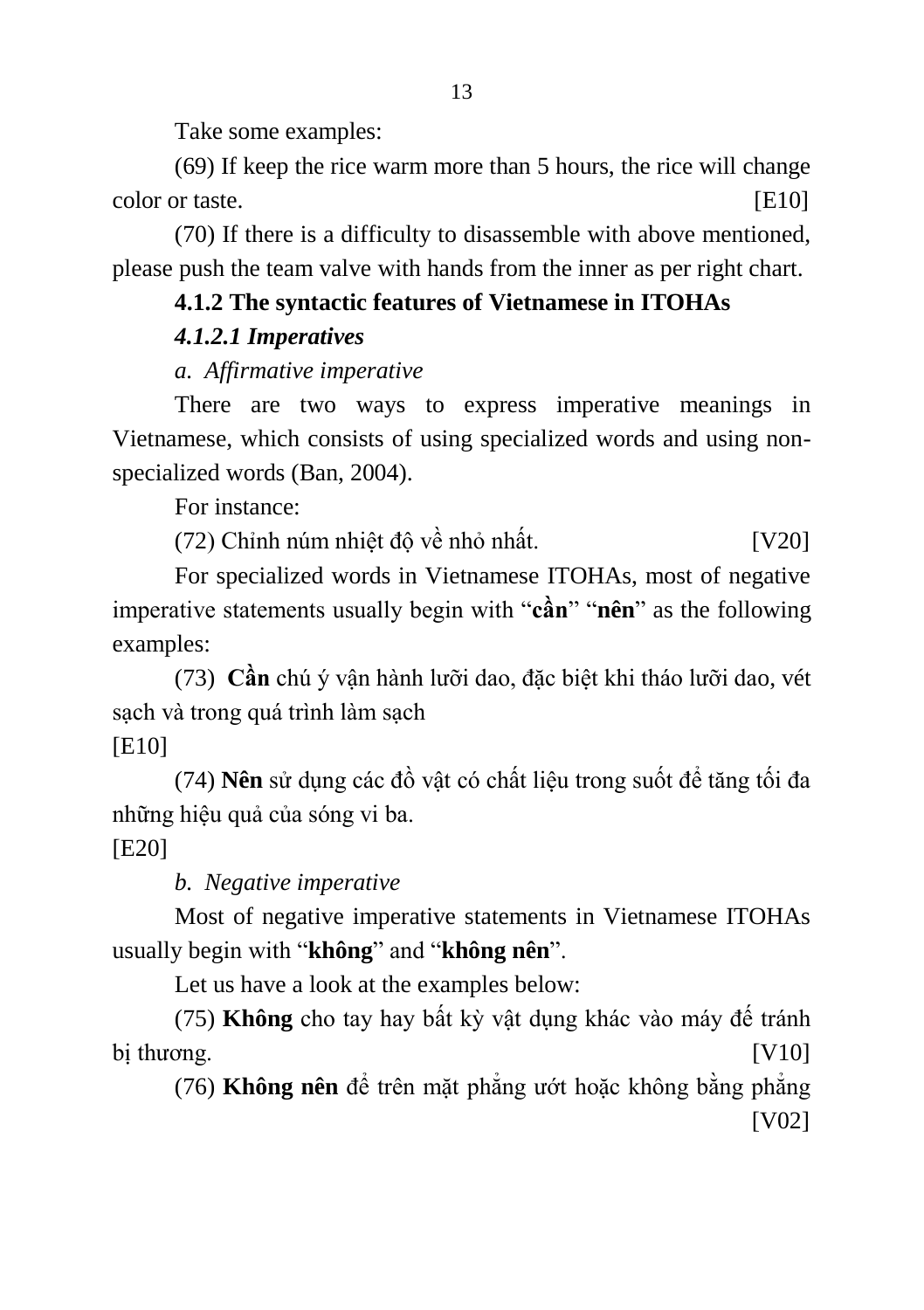Take some examples:

(69) If keep the rice warm more than 5 hours, the rice will change color or taste. [E10]

(70) If there is a difficulty to disassemble with above mentioned, please push the team valve with hands from the inner as per right chart.

### 4.1.2 The syntactic features of Vietnamese in ITOHAs

#### *4.1.2.1 Imperatives*

*a. Affirmative imperative*

There are two ways to express imperative meanings in Vietnamese, which consists of using specialized words and using non-specialized words (Ban, 2004).

For instance:

(72) Chỉnh núm nhiệt độ về nhỏ nhất. [V20]

For specialized words in Vietnamese ITOHAs, most of negative imperative statements usually begin with "**cần**" "**nên**" as the following examples:

(73) **Cần** chú ý vận hành lưỡi dao, đặc biệt khi tháo lưỡi dao, vét sạch và trong quá trình làm sạch
[E10]

(74) **Nên** sử dụng các đồ vật có chất liệu trong suốt để tăng tối đa những hiệu quả của sóng vi ba.
[E20]

*b. Negative imperative*

Most of negative imperative statements in Vietnamese ITOHAs usually begin with "**không**" and "**không nên**".

Let us have a look at the examples below:

(75) **Không** cho tay hay bất kỳ vật dụng khác vào máy để tránh bị thương. [V10]

(76) **Không nên** để trên mặt phẳng ướt hoặc không bằng phẳng [V02]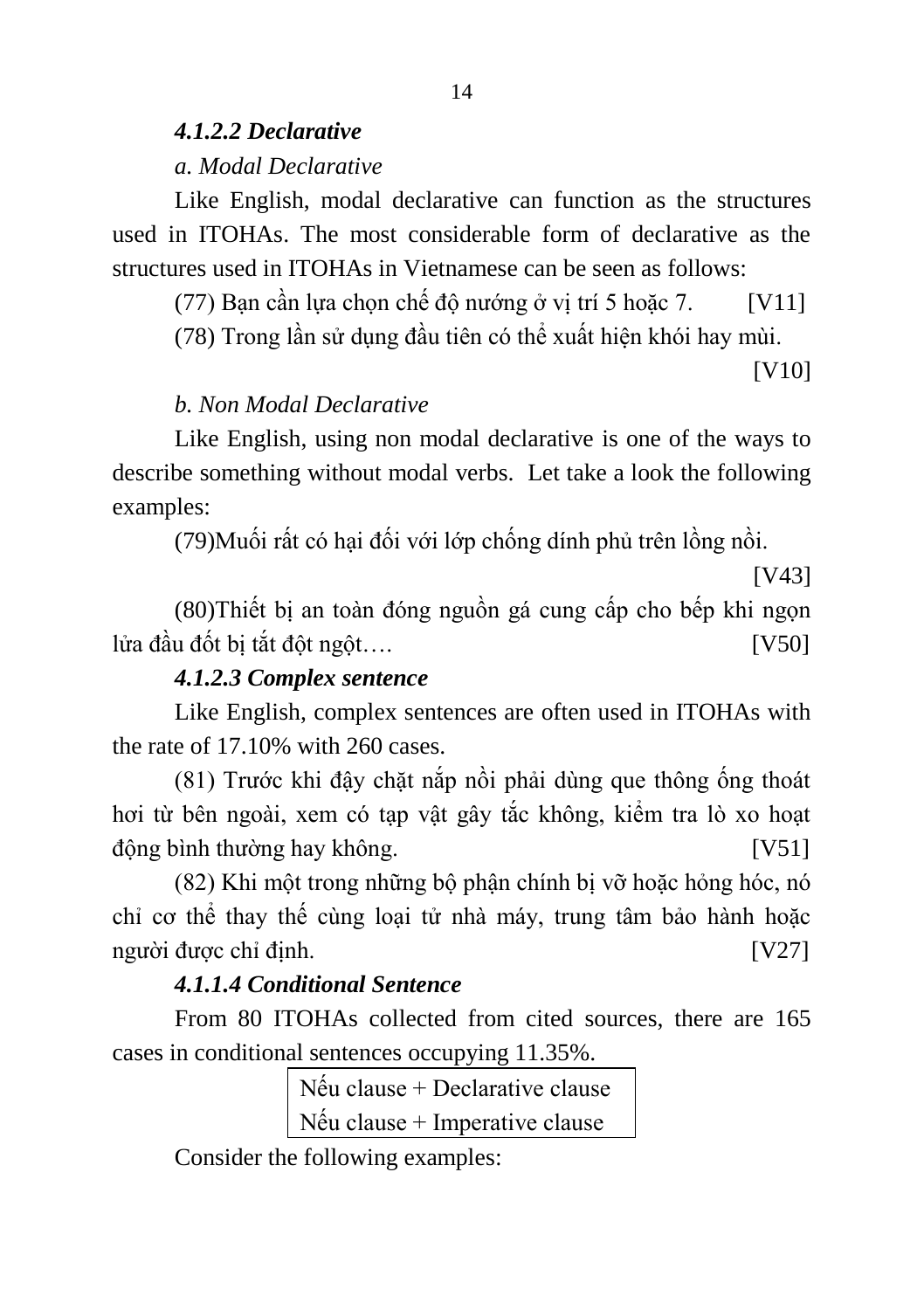#### *4.1.2.2 Declarative*

*a. Modal Declarative*

Like English, modal declarative can function as the structures used in ITOHAs. The most considerable form of declarative as the structures used in ITOHAs in Vietnamese can be seen as follows:

(77) Bạn cần lựa chọn chế độ nướng ở vị trí 5 hoặc 7. [V11]

(78) Trong lần sử dụng đầu tiên có thể xuất hiện khói hay mùi. [V10]

*b. Non Modal Declarative*

Like English, using non modal declarative is one of the ways to describe something without modal verbs. Let take a look the following examples:

(79)Muối rất có hại đối với lớp chống dính phủ trên lồng nồi. [V43]

(80)Thiết bị an toàn đóng nguồn gá cung cấp cho bếp khi ngọn lửa đầu đốt bị tắt đột ngột…. [V50]

#### *4.1.2.3 Complex sentence*

Like English, complex sentences are often used in ITOHAs with the rate of 17.10% with 260 cases.

(81) Trước khi đậy chặt nắp nồi phải dùng que thông ống thoát hơi từ bên ngoài, xem có tạp vật gây tắc không, kiểm tra lò xo hoạt động bình thường hay không. [V51]

(82) Khi một trong những bộ phận chính bị vỡ hoặc hỏng hóc, nó chỉ cơ thể thay thế cùng loại tử nhà máy, trung tâm bảo hành hoặc người được chỉ định. [V27]

#### *4.1.1.4 Conditional Sentence*

From 80 ITOHAs collected from cited sources, there are 165 cases in conditional sentences occupying 11.35%.

| Nếu clause + Declarative clause |
|---|
| Nếu clause + Imperative clause |

Consider the following examples: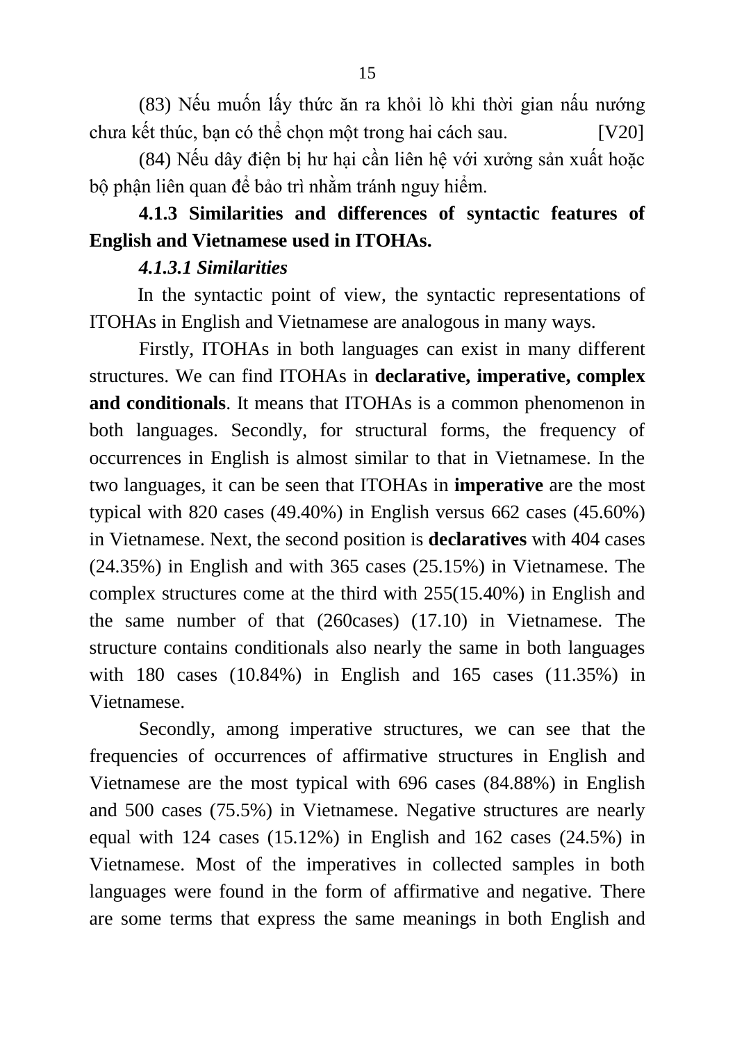(83) Nếu muốn lấy thức ăn ra khỏi lò khi thời gian nấu nướng chưa kết thúc, bạn có thể chọn một trong hai cách sau. [V20]

(84) Nếu dây điện bị hư hại cần liên hệ với xưởng sản xuất hoặc bộ phận liên quan để bảo trì nhằm tránh nguy hiểm.

### 4.1.3 Similarities and differences of syntactic features of English and Vietnamese used in ITOHAs.

#### *4.1.3.1 Similarities*

In the syntactic point of view, the syntactic representations of ITOHAs in English and Vietnamese are analogous in many ways.

Firstly, ITOHAs in both languages can exist in many different structures. We can find ITOHAs in **declarative, imperative, complex and conditionals**. It means that ITOHAs is a common phenomenon in both languages. Secondly, for structural forms, the frequency of occurrences in English is almost similar to that in Vietnamese. In the two languages, it can be seen that ITOHAs in **imperative** are the most typical with 820 cases (49.40%) in English versus 662 cases (45.60%) in Vietnamese. Next, the second position is **declaratives** with 404 cases (24.35%) in English and with 365 cases (25.15%) in Vietnamese. The complex structures come at the third with 255(15.40%) in English and the same number of that (260cases) (17.10) in Vietnamese. The structure contains conditionals also nearly the same in both languages with 180 cases (10.84%) in English and 165 cases (11.35%) in Vietnamese.

Secondly, among imperative structures, we can see that the frequencies of occurrences of affirmative structures in English and Vietnamese are the most typical with 696 cases (84.88%) in English and 500 cases (75.5%) in Vietnamese. Negative structures are nearly equal with 124 cases (15.12%) in English and 162 cases (24.5%) in Vietnamese. Most of the imperatives in collected samples in both languages were found in the form of affirmative and negative. There are some terms that express the same meanings in both English and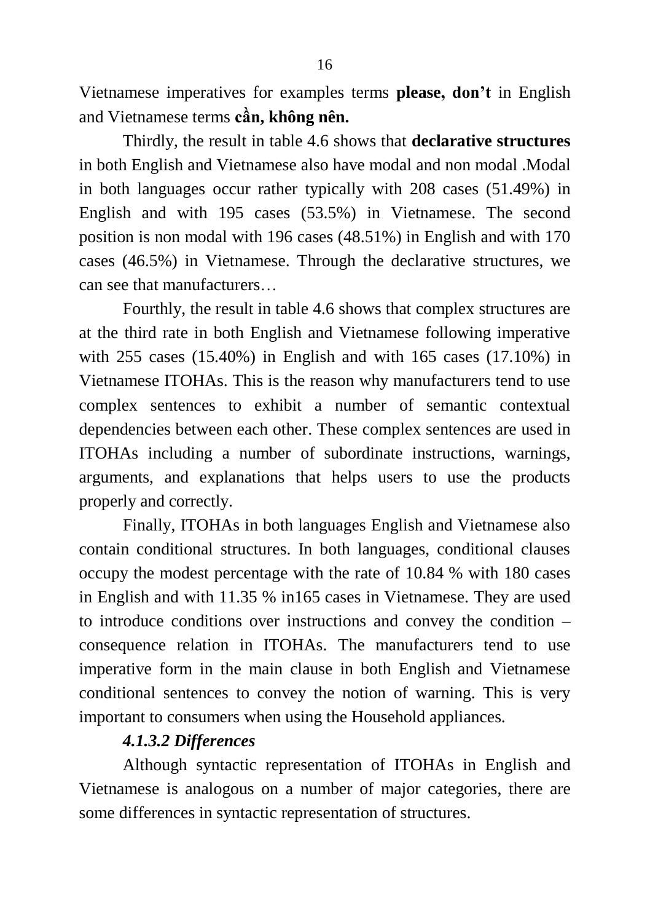Vietnamese imperatives for examples terms **please, don't** in English and Vietnamese terms **cần, không nên.**

Thirdly, the result in table 4.6 shows that **declarative structures** in both English and Vietnamese also have modal and non modal .Modal in both languages occur rather typically with 208 cases (51.49%) in English and with 195 cases (53.5%) in Vietnamese. The second position is non modal with 196 cases (48.51%) in English and with 170 cases (46.5%) in Vietnamese. Through the declarative structures, we can see that manufacturers…

Fourthly, the result in table 4.6 shows that complex structures are at the third rate in both English and Vietnamese following imperative with 255 cases (15.40%) in English and with 165 cases (17.10%) in Vietnamese ITOHAs. This is the reason why manufacturers tend to use complex sentences to exhibit a number of semantic contextual dependencies between each other. These complex sentences are used in ITOHAs including a number of subordinate instructions, warnings, arguments, and explanations that helps users to use the products properly and correctly.

Finally, ITOHAs in both languages English and Vietnamese also contain conditional structures. In both languages, conditional clauses occupy the modest percentage with the rate of 10.84 % with 180 cases in English and with 11.35 % in165 cases in Vietnamese. They are used to introduce conditions over instructions and convey the condition – consequence relation in ITOHAs. The manufacturers tend to use imperative form in the main clause in both English and Vietnamese conditional sentences to convey the notion of warning. This is very important to consumers when using the Household appliances.

#### *4.1.3.2 Differences*

Although syntactic representation of ITOHAs in English and Vietnamese is analogous on a number of major categories, there are some differences in syntactic representation of structures.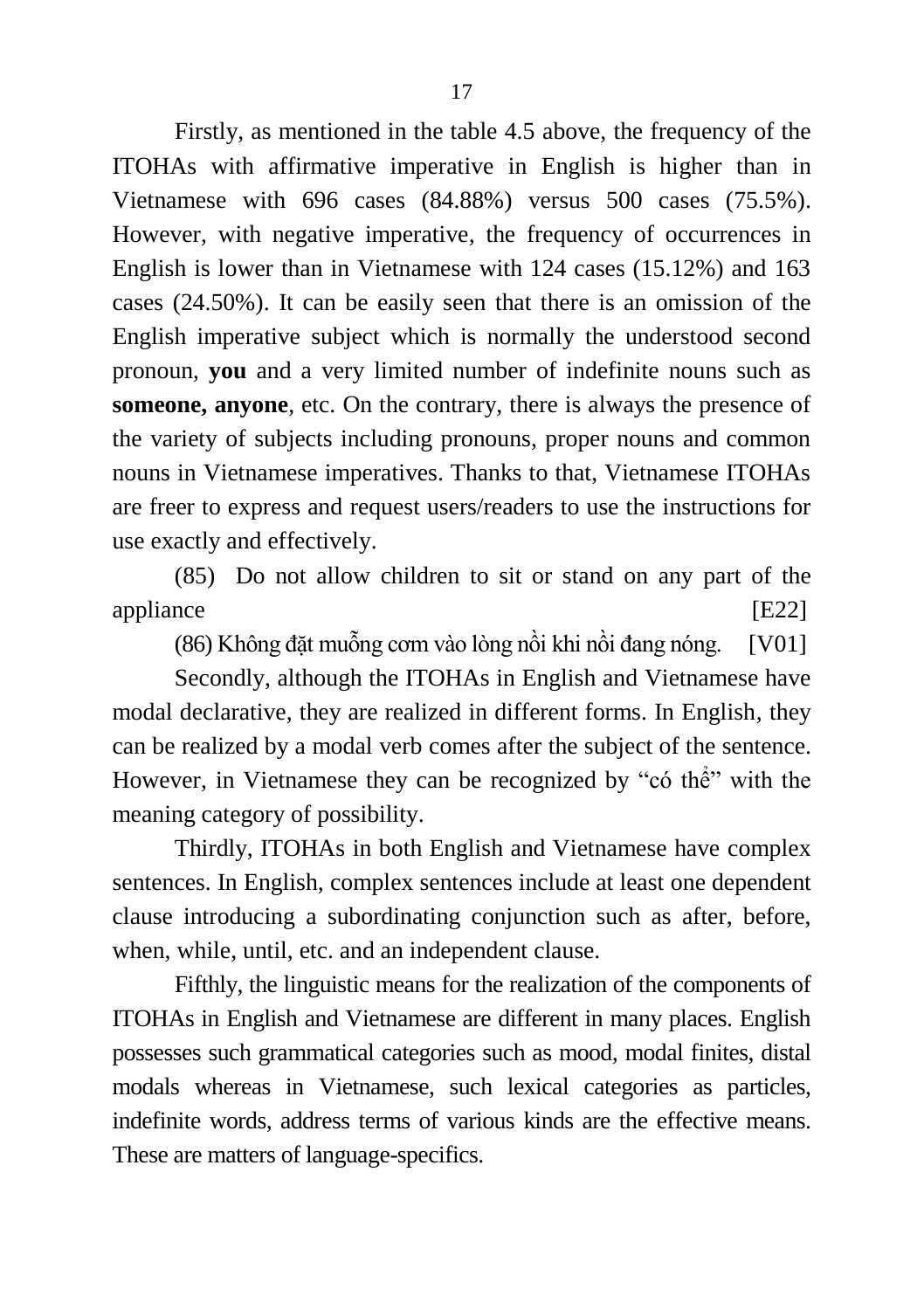Firstly, as mentioned in the table 4.5 above, the frequency of the ITOHAs with affirmative imperative in English is higher than in Vietnamese with 696 cases (84.88%) versus 500 cases (75.5%). However, with negative imperative, the frequency of occurrences in English is lower than in Vietnamese with 124 cases (15.12%) and 163 cases (24.50%). It can be easily seen that there is an omission of the English imperative subject which is normally the understood second pronoun, **you** and a very limited number of indefinite nouns such as **someone, anyone**, etc. On the contrary, there is always the presence of the variety of subjects including pronouns, proper nouns and common nouns in Vietnamese imperatives. Thanks to that, Vietnamese ITOHAs are freer to express and request users/readers to use the instructions for use exactly and effectively.

(85) Do not allow children to sit or stand on any part of the appliance [E22]

(86) Không đặt muỗng cơm vào lòng nồi khi nồi đang nóng. [V01]

Secondly, although the ITOHAs in English and Vietnamese have modal declarative, they are realized in different forms. In English, they can be realized by a modal verb comes after the subject of the sentence. However, in Vietnamese they can be recognized by "có thể" with the meaning category of possibility.

Thirdly, ITOHAs in both English and Vietnamese have complex sentences. In English, complex sentences include at least one dependent clause introducing a subordinating conjunction such as after, before, when, while, until, etc. and an independent clause.

Fifthly, the linguistic means for the realization of the components of ITOHAs in English and Vietnamese are different in many places. English possesses such grammatical categories such as mood, modal finites, distal modals whereas in Vietnamese, such lexical categories as particles, indefinite words, address terms of various kinds are the effective means. These are matters of language-specifics.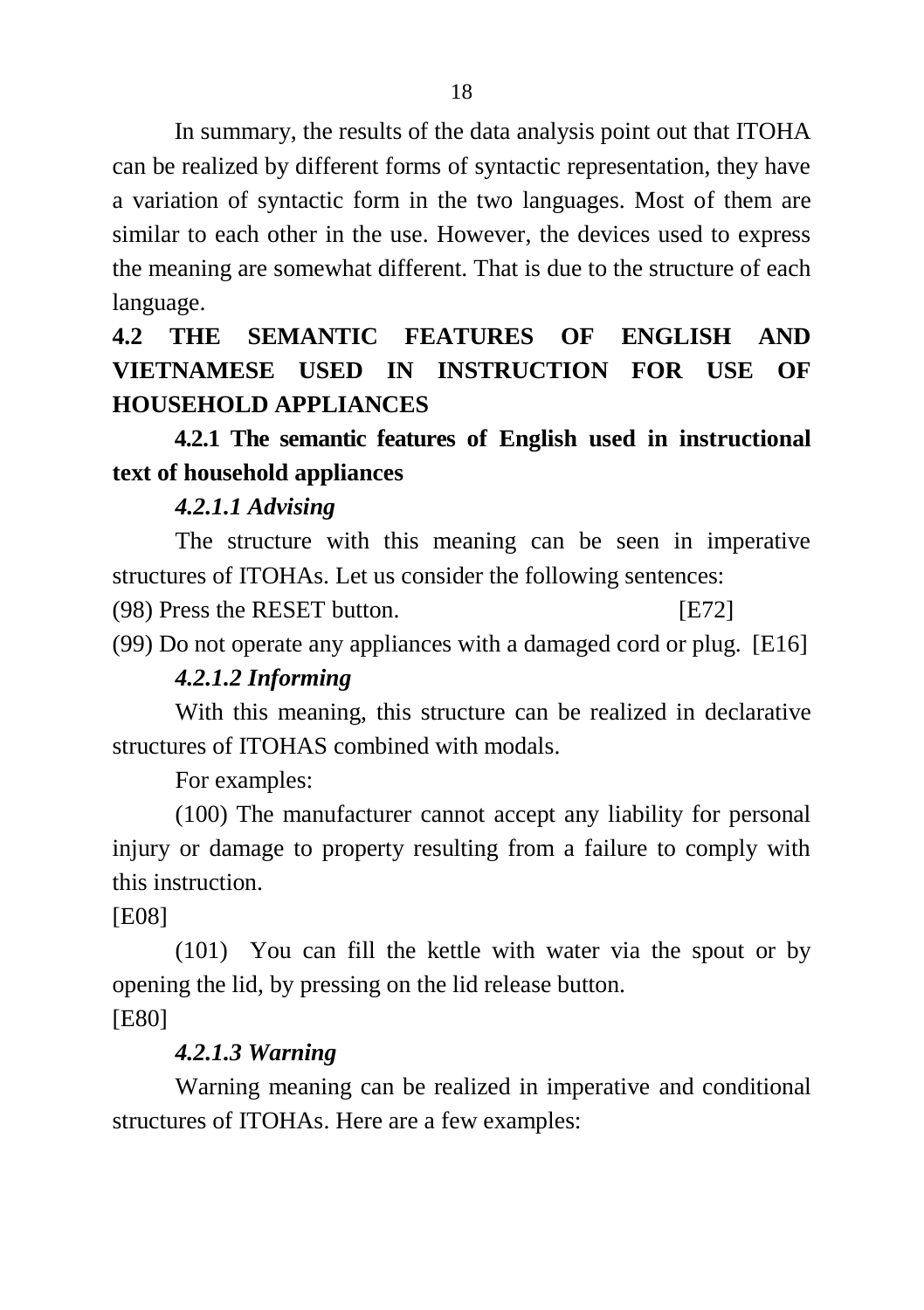In summary, the results of the data analysis point out that ITOHA can be realized by different forms of syntactic representation, they have a variation of syntactic form in the two languages. Most of them are similar to each other in the use. However, the devices used to express the meaning are somewhat different. That is due to the structure of each language.

## 4.2 THE SEMANTIC FEATURES OF ENGLISH AND VIETNAMESE USED IN INSTRUCTION FOR USE OF HOUSEHOLD APPLIANCES

### 4.2.1 The semantic features of English used in instructional text of household appliances

#### *4.2.1.1 Advising*

The structure with this meaning can be seen in imperative structures of ITOHAs. Let us consider the following sentences:

(98) Press the RESET button. [E72]

(99) Do not operate any appliances with a damaged cord or plug. [E16]

#### *4.2.1.2 Informing*

With this meaning, this structure can be realized in declarative structures of ITOHAS combined with modals.

For examples:

(100) The manufacturer cannot accept any liability for personal injury or damage to property resulting from a failure to comply with this instruction.

[E08]

(101) You can fill the kettle with water via the spout or by opening the lid, by pressing on the lid release button.

[E80]

#### *4.2.1.3 Warning*

Warning meaning can be realized in imperative and conditional structures of ITOHAs. Here are a few examples: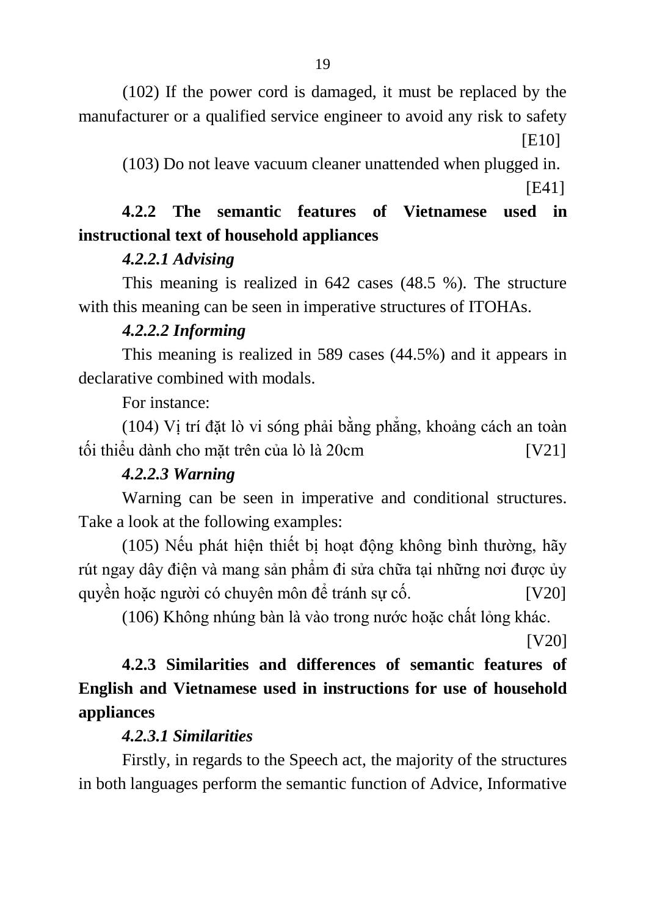(102) If the power cord is damaged, it must be replaced by the manufacturer or a qualified service engineer to avoid any risk to safety [E10]

(103) Do not leave vacuum cleaner unattended when plugged in. [E41]

### 4.2.2 The semantic features of Vietnamese used in instructional text of household appliances

#### *4.2.2.1 Advising*

This meaning is realized in 642 cases (48.5 %). The structure with this meaning can be seen in imperative structures of ITOHAs.

#### *4.2.2.2 Informing*

This meaning is realized in 589 cases (44.5%) and it appears in declarative combined with modals.

For instance:

(104) Vị trí đặt lò vi sóng phải bằng phẳng, khoảng cách an toàn tối thiểu dành cho mặt trên của lò là 20cm [V21]

#### *4.2.2.3 Warning*

Warning can be seen in imperative and conditional structures. Take a look at the following examples:

(105) Nếu phát hiện thiết bị hoạt động không bình thường, hãy rút ngay dây điện và mang sản phẩm đi sửa chữa tại những nơi được ủy quyền hoặc người có chuyên môn để tránh sự cố. [V20]

(106) Không nhúng bàn là vào trong nước hoặc chất lỏng khác. [V20]

### 4.2.3 Similarities and differences of semantic features of English and Vietnamese used in instructions for use of household appliances

#### *4.2.3.1 Similarities*

Firstly, in regards to the Speech act, the majority of the structures in both languages perform the semantic function of Advice, Informative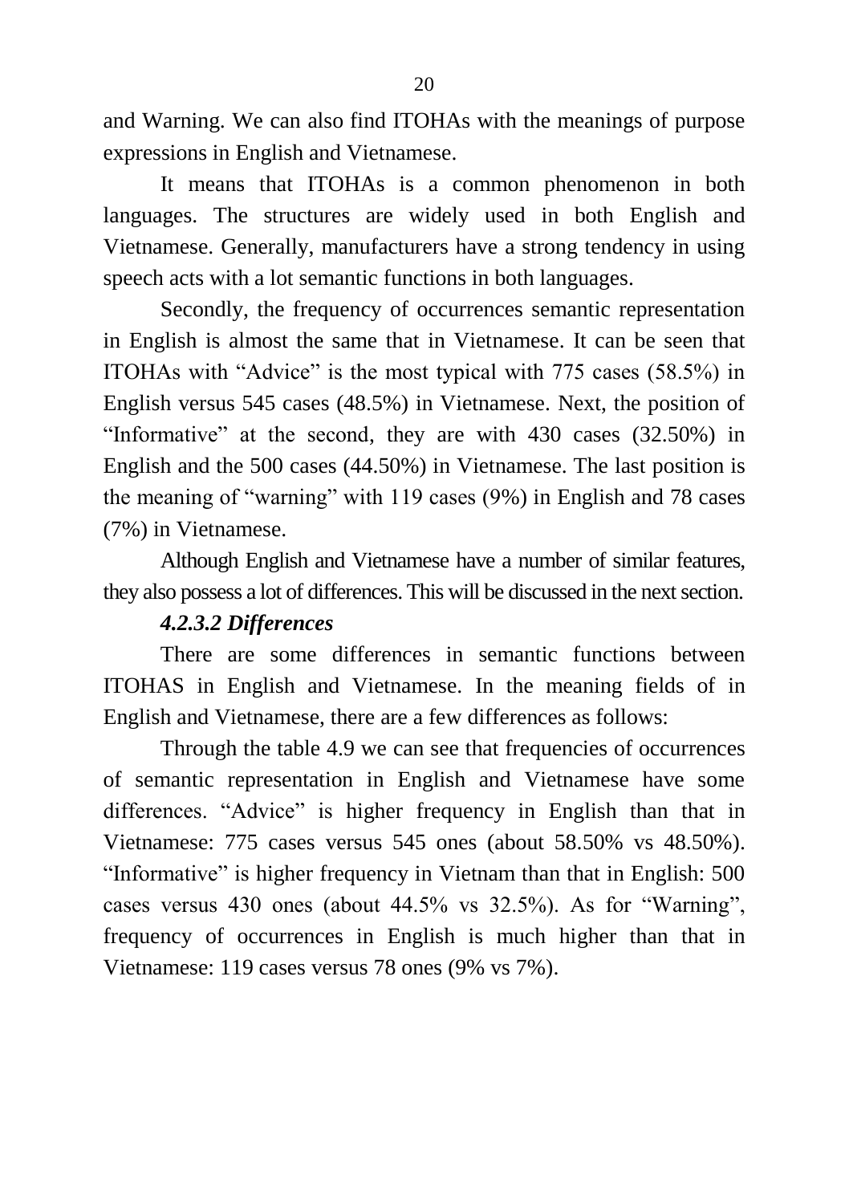and Warning. We can also find ITOHAs with the meanings of purpose expressions in English and Vietnamese.

It means that ITOHAs is a common phenomenon in both languages. The structures are widely used in both English and Vietnamese. Generally, manufacturers have a strong tendency in using speech acts with a lot semantic functions in both languages.

Secondly, the frequency of occurrences semantic representation in English is almost the same that in Vietnamese. It can be seen that ITOHAs with "Advice" is the most typical with 775 cases (58.5%) in English versus 545 cases (48.5%) in Vietnamese. Next, the position of "Informative" at the second, they are with 430 cases (32.50%) in English and the 500 cases (44.50%) in Vietnamese. The last position is the meaning of "warning" with 119 cases (9%) in English and 78 cases (7%) in Vietnamese.

Although English and Vietnamese have a number of similar features, they also possess a lot of differences. This will be discussed in the next section.

#### *4.2.3.2 Differences*

There are some differences in semantic functions between ITOHAS in English and Vietnamese. In the meaning fields of in English and Vietnamese, there are a few differences as follows:

Through the table 4.9 we can see that frequencies of occurrences of semantic representation in English and Vietnamese have some differences. "Advice" is higher frequency in English than that in Vietnamese: 775 cases versus 545 ones (about 58.50% vs 48.50%). "Informative" is higher frequency in Vietnam than that in English: 500 cases versus 430 ones (about 44.5% vs 32.5%). As for "Warning", frequency of occurrences in English is much higher than that in Vietnamese: 119 cases versus 78 ones (9% vs 7%).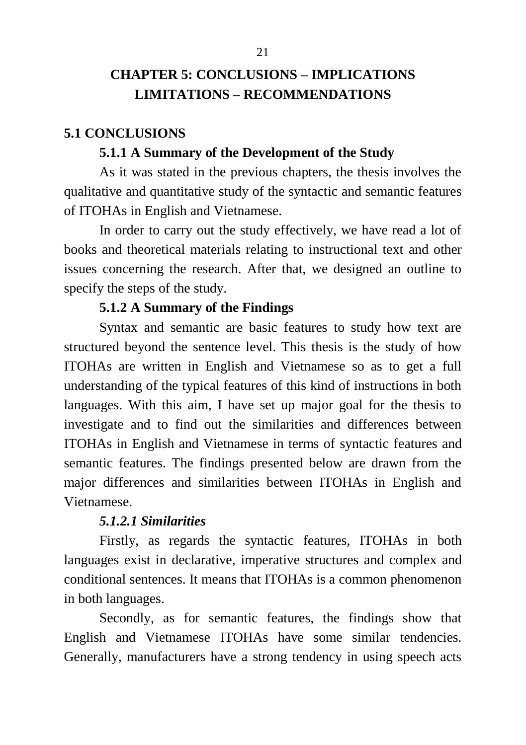# CHAPTER 5: CONCLUSIONS – IMPLICATIONS LIMITATIONS – RECOMMENDATIONS

## 5.1 CONCLUSIONS

### 5.1.1 A Summary of the Development of the Study

As it was stated in the previous chapters, the thesis involves the qualitative and quantitative study of the syntactic and semantic features of ITOHAs in English and Vietnamese.

In order to carry out the study effectively, we have read a lot of books and theoretical materials relating to instructional text and other issues concerning the research. After that, we designed an outline to specify the steps of the study.

### 5.1.2 A Summary of the Findings

Syntax and semantic are basic features to study how text are structured beyond the sentence level. This thesis is the study of how ITOHAs are written in English and Vietnamese so as to get a full understanding of the typical features of this kind of instructions in both languages. With this aim, I have set up major goal for the thesis to investigate and to find out the similarities and differences between ITOHAs in English and Vietnamese in terms of syntactic features and semantic features. The findings presented below are drawn from the major differences and similarities between ITOHAs in English and Vietnamese.

#### *5.1.2.1 Similarities*

Firstly, as regards the syntactic features, ITOHAs in both languages exist in declarative, imperative structures and complex and conditional sentences. It means that ITOHAs is a common phenomenon in both languages.

Secondly, as for semantic features, the findings show that English and Vietnamese ITOHAs have some similar tendencies. Generally, manufacturers have a strong tendency in using speech acts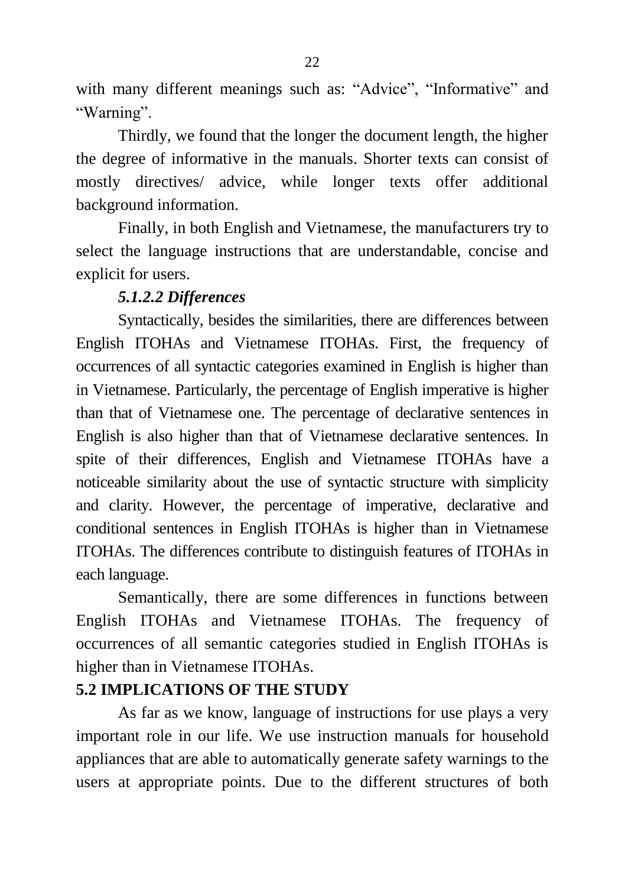with many different meanings such as: "Advice", "Informative" and "Warning".

Thirdly, we found that the longer the document length, the higher the degree of informative in the manuals. Shorter texts can consist of mostly directives/ advice, while longer texts offer additional background information.

Finally, in both English and Vietnamese, the manufacturers try to select the language instructions that are understandable, concise and explicit for users.

#### *5.1.2.2 Differences*

Syntactically, besides the similarities, there are differences between English ITOHAs and Vietnamese ITOHAs. First, the frequency of occurrences of all syntactic categories examined in English is higher than in Vietnamese. Particularly, the percentage of English imperative is higher than that of Vietnamese one. The percentage of declarative sentences in English is also higher than that of Vietnamese declarative sentences. In spite of their differences, English and Vietnamese ITOHAs have a noticeable similarity about the use of syntactic structure with simplicity and clarity. However, the percentage of imperative, declarative and conditional sentences in English ITOHAs is higher than in Vietnamese ITOHAs. The differences contribute to distinguish features of ITOHAs in each language.

Semantically, there are some differences in functions between English ITOHAs and Vietnamese ITOHAs. The frequency of occurrences of all semantic categories studied in English ITOHAs is higher than in Vietnamese ITOHAs.

## **5.2 IMPLICATIONS OF THE STUDY**

As far as we know, language of instructions for use plays a very important role in our life. We use instruction manuals for household appliances that are able to automatically generate safety warnings to the users at appropriate points. Due to the different structures of both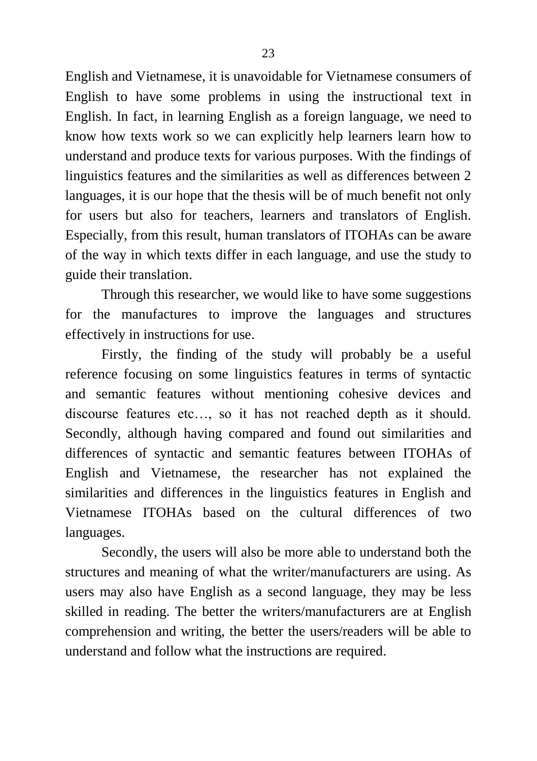English and Vietnamese, it is unavoidable for Vietnamese consumers of English to have some problems in using the instructional text in English. In fact, in learning English as a foreign language, we need to know how texts work so we can explicitly help learners learn how to understand and produce texts for various purposes. With the findings of linguistics features and the similarities as well as differences between 2 languages, it is our hope that the thesis will be of much benefit not only for users but also for teachers, learners and translators of English. Especially, from this result, human translators of ITOHAs can be aware of the way in which texts differ in each language, and use the study to guide their translation.

Through this researcher, we would like to have some suggestions for the manufactures to improve the languages and structures effectively in instructions for use.

Firstly, the finding of the study will probably be a useful reference focusing on some linguistics features in terms of syntactic and semantic features without mentioning cohesive devices and discourse features etc…, so it has not reached depth as it should. Secondly, although having compared and found out similarities and differences of syntactic and semantic features between ITOHAs of English and Vietnamese, the researcher has not explained the similarities and differences in the linguistics features in English and Vietnamese ITOHAs based on the cultural differences of two languages.

Secondly, the users will also be more able to understand both the structures and meaning of what the writer/manufacturers are using. As users may also have English as a second language, they may be less skilled in reading. The better the writers/manufacturers are at English comprehension and writing, the better the users/readers will be able to understand and follow what the instructions are required.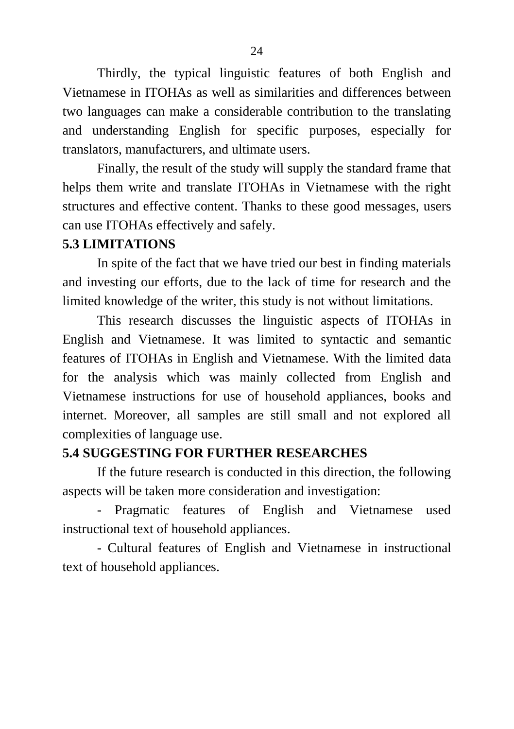Thirdly, the typical linguistic features of both English and Vietnamese in ITOHAs as well as similarities and differences between two languages can make a considerable contribution to the translating and understanding English for specific purposes, especially for translators, manufacturers, and ultimate users.

Finally, the result of the study will supply the standard frame that helps them write and translate ITOHAs in Vietnamese with the right structures and effective content. Thanks to these good messages, users can use ITOHAs effectively and safely.

## 5.3 LIMITATIONS

In spite of the fact that we have tried our best in finding materials and investing our efforts, due to the lack of time for research and the limited knowledge of the writer, this study is not without limitations.

This research discusses the linguistic aspects of ITOHAs in English and Vietnamese. It was limited to syntactic and semantic features of ITOHAs in English and Vietnamese. With the limited data for the analysis which was mainly collected from English and Vietnamese instructions for use of household appliances, books and internet. Moreover, all samples are still small and not explored all complexities of language use.

## 5.4 SUGGESTING FOR FURTHER RESEARCHES

If the future research is conducted in this direction, the following aspects will be taken more consideration and investigation:

- Pragmatic features of English and Vietnamese used instructional text of household appliances.

- Cultural features of English and Vietnamese in instructional text of household appliances.